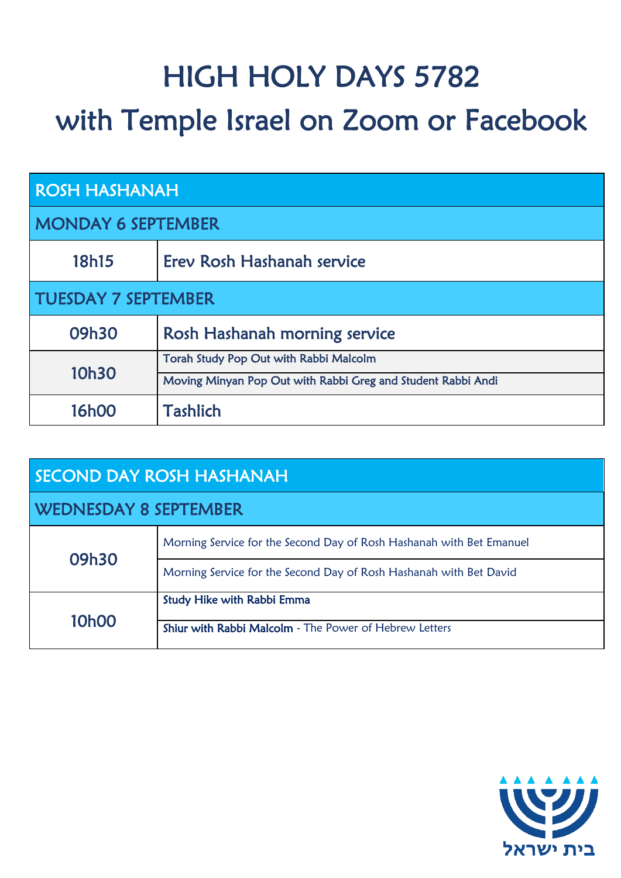# HIGH HOLY DAYS 5782

# with Temple Israel on Zoom or Facebook

| ROSH HASHANAH | |
|---|---|
| **MONDAY 6 SEPTEMBER** | |
| 18h15 | Erev Rosh Hashanah service |
| **TUESDAY 7 SEPTEMBER** | |
| 09h30 | Rosh Hashanah morning service |
| 10h30 | Torah Study Pop Out with Rabbi Malcolm |
| | Moving Minyan Pop Out with Rabbi Greg and Student Rabbi Andi |
| 16h00 | Tashlich |

| SECOND DAY ROSH HASHANAH | |
|---|---|
| **WEDNESDAY 8 SEPTEMBER** | |
| 09h30 | Morning Service for the Second Day of Rosh Hashanah with Bet Emanuel |
| | Morning Service for the Second Day of Rosh Hashanah with Bet David |
| 10h00 | **Study Hike with Rabbi Emma** |
| | **Shiur with Rabbi Malcolm** - The Power of Hebrew Letters |

בית ישראל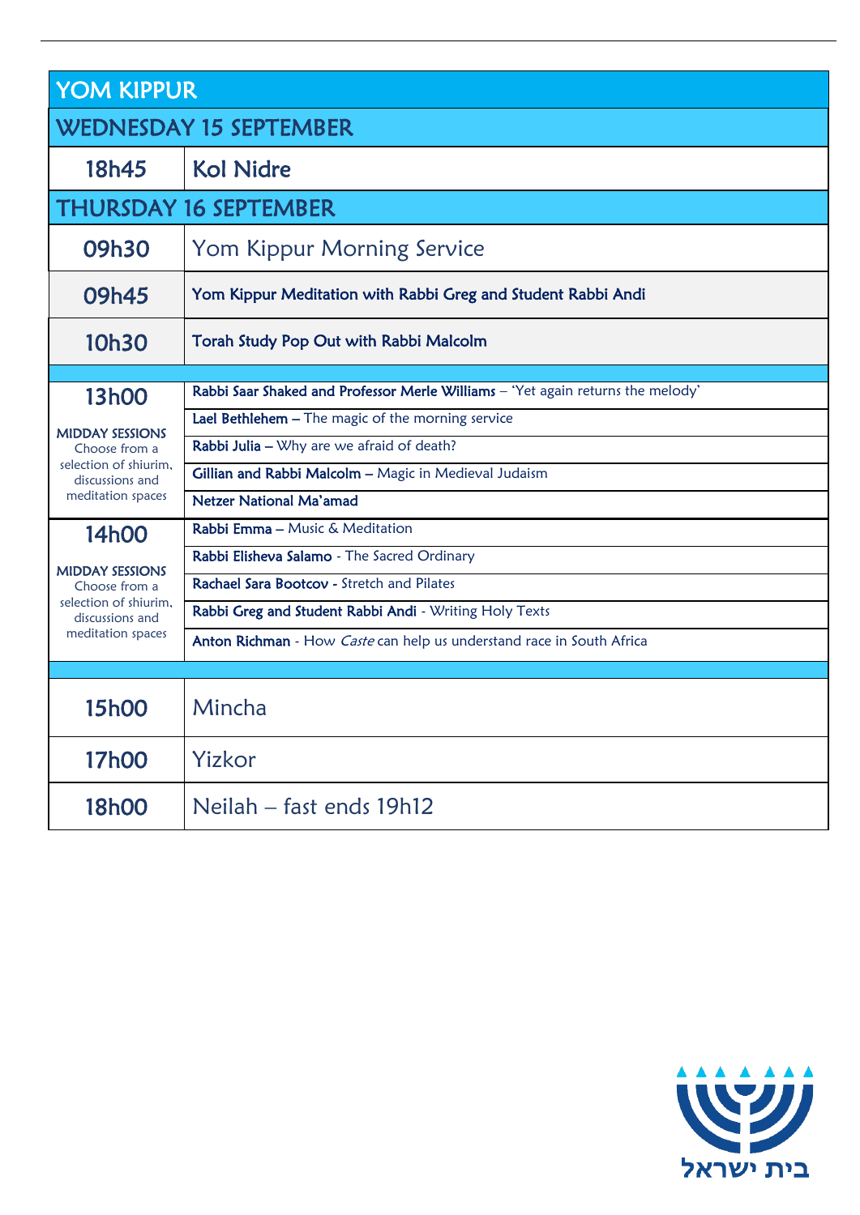| YOM KIPPUR | |
|---|---|
| **WEDNESDAY 15 SEPTEMBER** | |
| 18h45 | Kol Nidre |
| **THURSDAY 16 SEPTEMBER** | |
| 09h30 | Yom Kippur Morning Service |
| 09h45 | Yom Kippur Meditation with Rabbi Greg and Student Rabbi Andi |
| 10h30 | Torah Study Pop Out with Rabbi Malcolm |
| 13h00<br>MIDDAY SESSIONS<br>Choose from a selection of shiurim, discussions and meditation spaces | **Rabbi Saar Shaked and Professor Merle Williams** – 'Yet again returns the melody' |
| | **Lael Bethlehem** – The magic of the morning service |
| | **Rabbi Julia** – Why are we afraid of death? |
| | **Gillian and Rabbi Malcolm** – Magic in Medieval Judaism |
| | **Netzer National Ma'amad** |
| 14h00<br>MIDDAY SESSIONS<br>Choose from a selection of shiurim, discussions and meditation spaces | **Rabbi Emma** – Music & Meditation |
| | **Rabbi Elisheva Salamo** - The Sacred Ordinary |
| | **Rachael Sara Bootcov** - Stretch and Pilates |
| | **Rabbi Greg and Student Rabbi Andi** - Writing Holy Texts |
| | **Anton Richman** - How *Caste* can help us understand race in South Africa |
| 15h00 | Mincha |
| 17h00 | Yizkor |
| 18h00 | Neilah – fast ends 19h12 |

בית ישראל